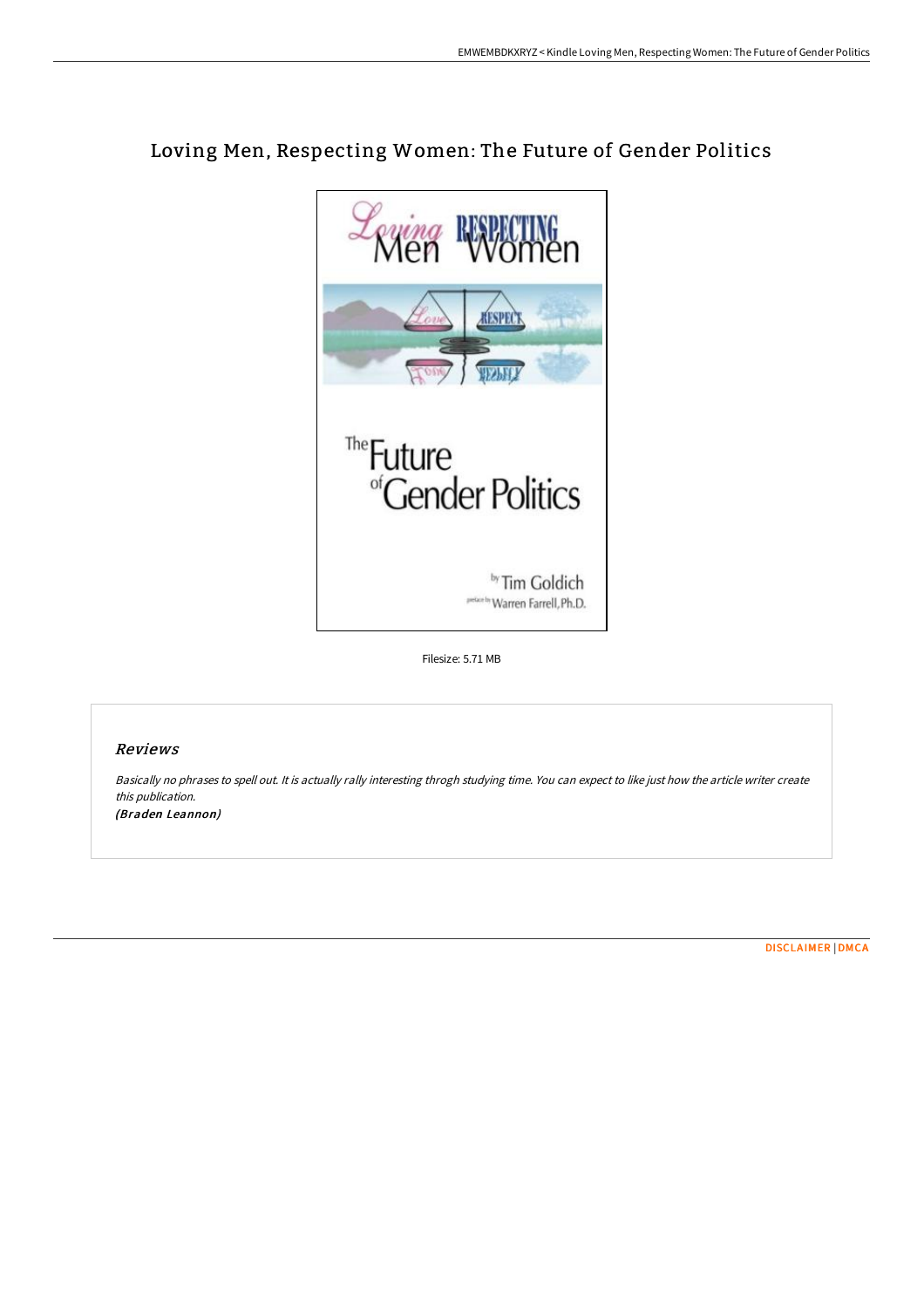# Loving Men, Respecting Women: The Future of Gender Politics

Filesize: 5.71 MB

## Reviews

*Basically no phrases to spell out. It is actually rally interesting throgh studying time. You can expect to like just how the article writer create this publication.*
***(Braden Leannon)***

DISCLAIMER | DMCA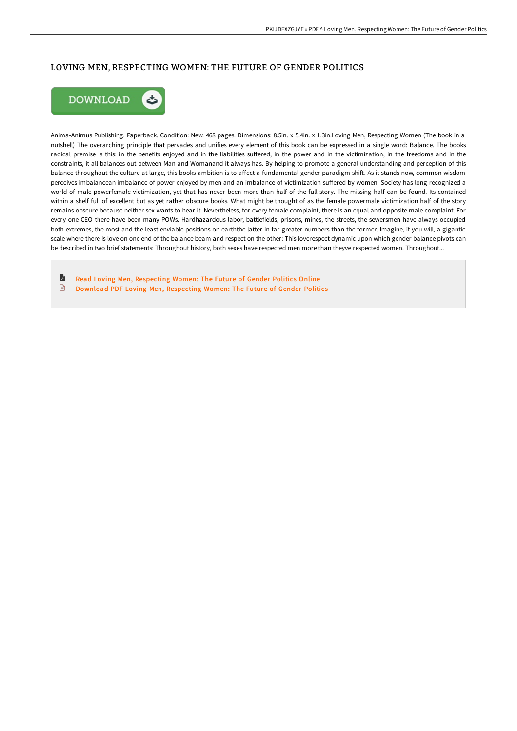## LOVING MEN, RESPECTING WOMEN: THE FUTURE OF GENDER POLITICS

DOWNLOAD

Anima-Animus Publishing. Paperback. Condition: New. 468 pages. Dimensions: 8.5in. x 5.4in. x 1.3in.Loving Men, Respecting Women (The book in a nutshell) The overarching principle that pervades and unifies every element of this book can be expressed in a single word: Balance. The books radical premise is this: in the benefits enjoyed and in the liabilities suffered, in the power and in the victimization, in the freedoms and in the constraints, it all balances out between Man and Womanand it always has. By helping to promote a general understanding and perception of this balance throughout the culture at large, this books ambition is to affect a fundamental gender paradigm shift. As it stands now, common wisdom perceives imbalancean imbalance of power enjoyed by men and an imbalance of victimization suffered by women. Society has long recognized a world of male powerfemale victimization, yet that has never been more than half of the full story. The missing half can be found. Its contained within a shelf full of excellent but as yet rather obscure books. What might be thought of as the female powermale victimization half of the story remains obscure because neither sex wants to hear it. Nevertheless, for every female complaint, there is an equal and opposite male complaint. For every one CEO there have been many POWs. Hardhazardous labor, battlefields, prisons, mines, the streets, the sewersmen have always occupied both extremes, the most and the least enviable positions on earththe latter in far greater numbers than the former. Imagine, if you will, a gigantic scale where there is love on one end of the balance beam and respect on the other: This loverespect dynamic upon which gender balance pivots can be described in two brief statements: Throughout history, both sexes have respected men more than theyve respected women. Throughout...

Read Loving Men, Respecting Women: The Future of Gender Politics Online

Download PDF Loving Men, Respecting Women: The Future of Gender Politics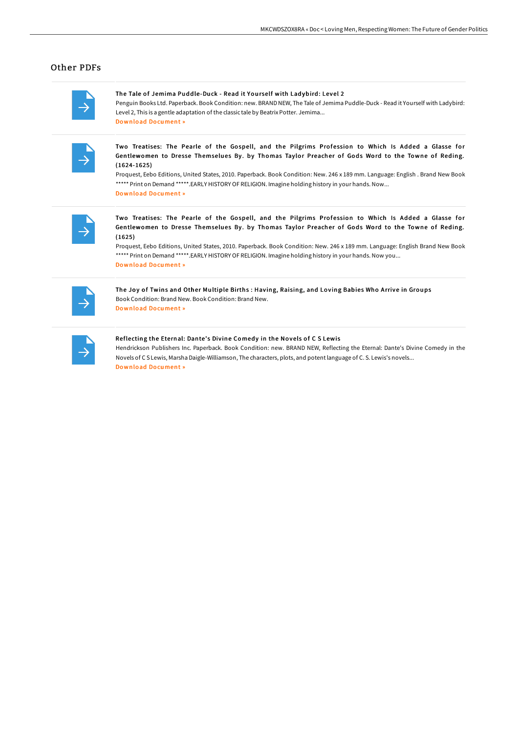## Other PDFs

**The Tale of Jemima Puddle-Duck - Read it Yourself with Ladybird: Level 2**

Penguin Books Ltd. Paperback. Book Condition: new. BRAND NEW, The Tale of Jemima Puddle-Duck - Read it Yourself with Ladybird: Level 2, This is a gentle adaptation of the classic tale by Beatrix Potter. Jemima...

Download Document »

**Two Treatises: The Pearle of the Gospell, and the Pilgrims Profession to Which Is Added a Glasse for Gentlewomen to Dresse Themselues By. by Thomas Taylor Preacher of Gods Word to the Towne of Reding. (1624-1625)**

Proquest, Eebo Editions, United States, 2010. Paperback. Book Condition: New. 246 x 189 mm. Language: English . Brand New Book ***** Print on Demand *****.EARLY HISTORY OF RELIGION. Imagine holding history in your hands. Now...

Download Document »

**Two Treatises: The Pearle of the Gospell, and the Pilgrims Profession to Which Is Added a Glasse for Gentlewomen to Dresse Themselues By. by Thomas Taylor Preacher of Gods Word to the Towne of Reding. (1625)**

Proquest, Eebo Editions, United States, 2010. Paperback. Book Condition: New. 246 x 189 mm. Language: English Brand New Book ***** Print on Demand *****.EARLY HISTORY OF RELIGION. Imagine holding history in your hands. Now you...

Download Document »

**The Joy of Twins and Other Multiple Births : Having, Raising, and Loving Babies Who Arrive in Groups**

Book Condition: Brand New. Book Condition: Brand New.

Download Document »

**Reflecting the Eternal: Dante's Divine Comedy in the Novels of C S Lewis**

Hendrickson Publishers Inc. Paperback. Book Condition: new. BRAND NEW, Reflecting the Eternal: Dante's Divine Comedy in the Novels of C S Lewis, Marsha Daigle-Williamson, The characters, plots, and potent language of C. S. Lewis's novels...

Download Document »